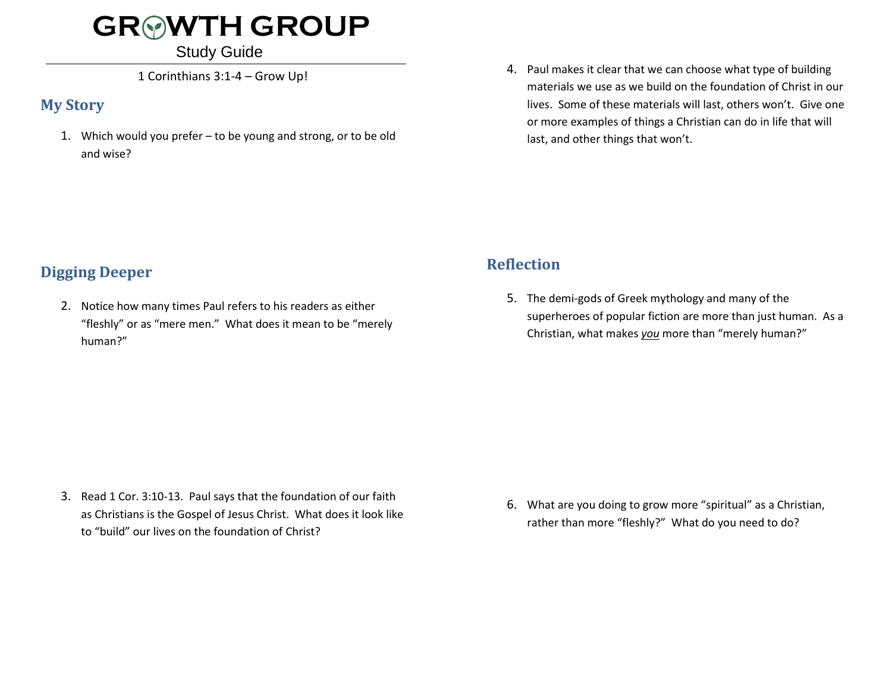# GROWTH GROUP

Study Guide

1 Corinthians 3:1-4 – Grow Up!

## My Story

1. Which would you prefer – to be young and strong, or to be old and wise?

## Digging Deeper

2. Notice how many times Paul refers to his readers as either "fleshly" or as "mere men." What does it mean to be "merely human?"

3. Read 1 Cor. 3:10-13. Paul says that the foundation of our faith as Christians is the Gospel of Jesus Christ. What does it look like to "build" our lives on the foundation of Christ?

4. Paul makes it clear that we can choose what type of building materials we use as we build on the foundation of Christ in our lives. Some of these materials will last, others won't. Give one or more examples of things a Christian can do in life that will last, and other things that won't.

## Reflection

5. The demi-gods of Greek mythology and many of the superheroes of popular fiction are more than just human. As a Christian, what makes ***you*** more than "merely human?"

6. What are you doing to grow more "spiritual" as a Christian, rather than more "fleshly?" What do you need to do?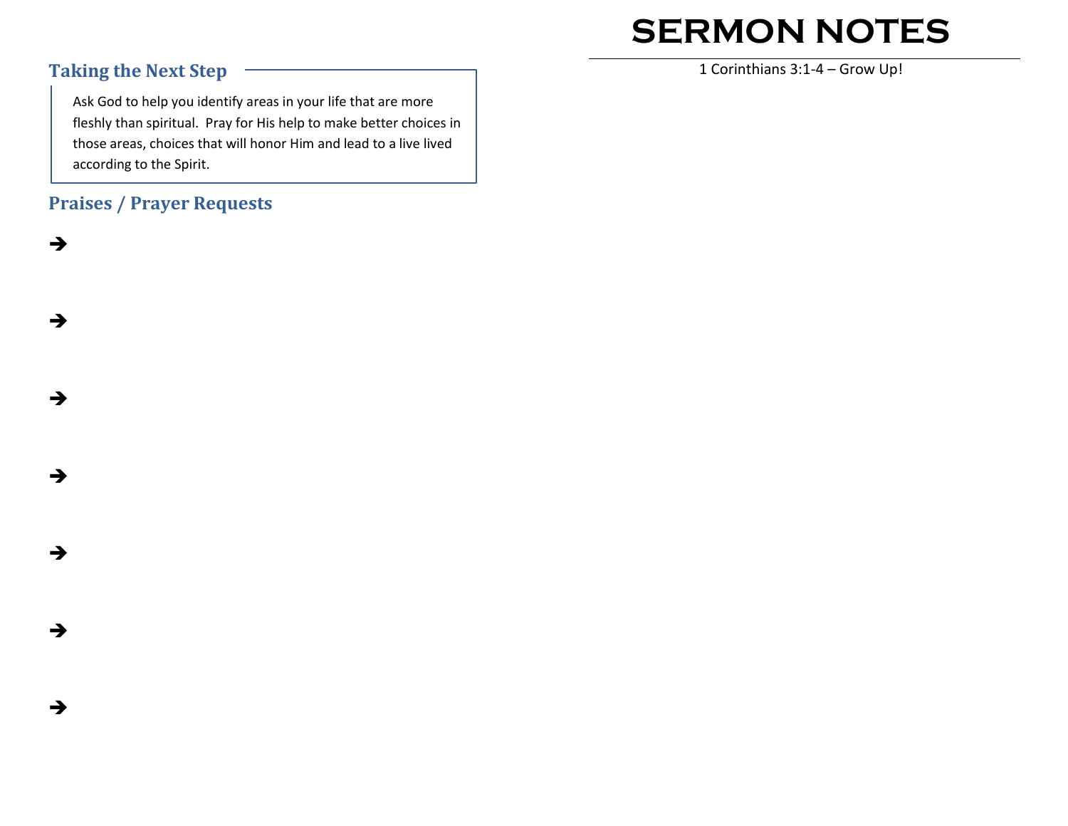## Taking the Next Step

Ask God to help you identify areas in your life that are more fleshly than spiritual.  Pray for His help to make better choices in those areas, choices that will honor Him and lead to a live lived according to the Spirit.

## Praises / Prayer Requests

- ➔
- ➔
- ➔
- ➔
- ➔
- ➔
- ➔

# SERMON NOTES

1 Corinthians 3:1-4 – Grow Up!